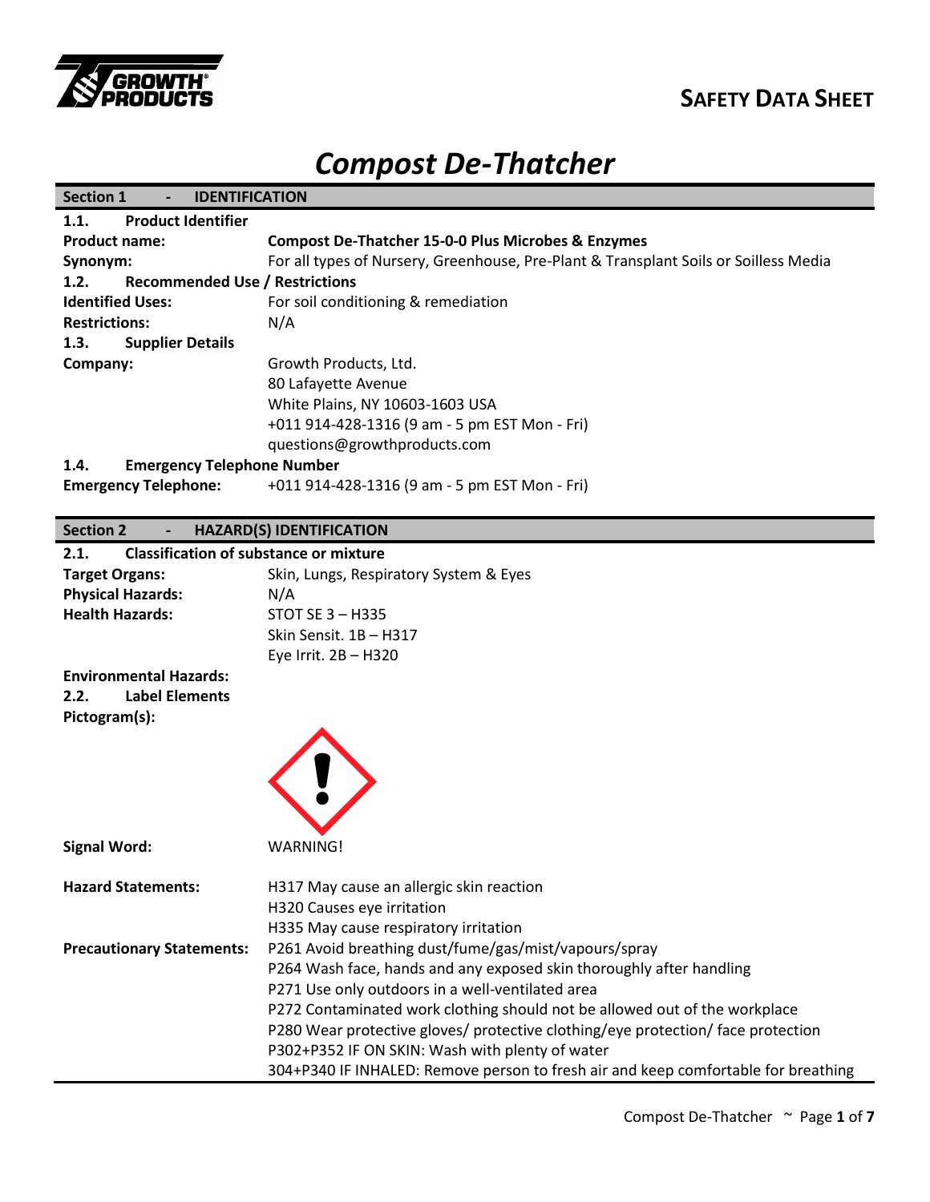SAFETY DATA SHEET

# Compost De-Thatcher

## Section 1 - IDENTIFICATION

### 1.1. Product Identifier

**Product name:** **Compost De-Thatcher 15-0-0 Plus Microbes & Enzymes**

**Synonym:** For all types of Nursery, Greenhouse, Pre-Plant & Transplant Soils or Soilless Media

### 1.2. Recommended Use / Restrictions

**Identified Uses:** For soil conditioning & remediation

**Restrictions:** N/A

### 1.3. Supplier Details

**Company:**
Growth Products, Ltd.
80 Lafayette Avenue
White Plains, NY 10603-1603 USA
+011 914-428-1316 (9 am - 5 pm EST Mon - Fri)
questions@growthproducts.com

### 1.4. Emergency Telephone Number

**Emergency Telephone:** +011 914-428-1316 (9 am - 5 pm EST Mon - Fri)

## Section 2 - HAZARD(S) IDENTIFICATION

### 2.1. Classification of substance or mixture

**Target Organs:** Skin, Lungs, Respiratory System & Eyes

**Physical Hazards:** N/A

**Health Hazards:**
STOT SE 3 – H335
Skin Sensit. 1B – H317
Eye Irrit. 2B – H320

**Environmental Hazards:**

### 2.2. Label Elements

**Pictogram(s):**

**Signal Word:** WARNING!

**Hazard Statements:**
H317 May cause an allergic skin reaction
H320 Causes eye irritation
H335 May cause respiratory irritation

**Precautionary Statements:**
P261 Avoid breathing dust/fume/gas/mist/vapours/spray
P264 Wash face, hands and any exposed skin thoroughly after handling
P271 Use only outdoors in a well-ventilated area
P272 Contaminated work clothing should not be allowed out of the workplace
P280 Wear protective gloves/ protective clothing/eye protection/ face protection
P302+P352 IF ON SKIN: Wash with plenty of water
304+P340 IF INHALED: Remove person to fresh air and keep comfortable for breathing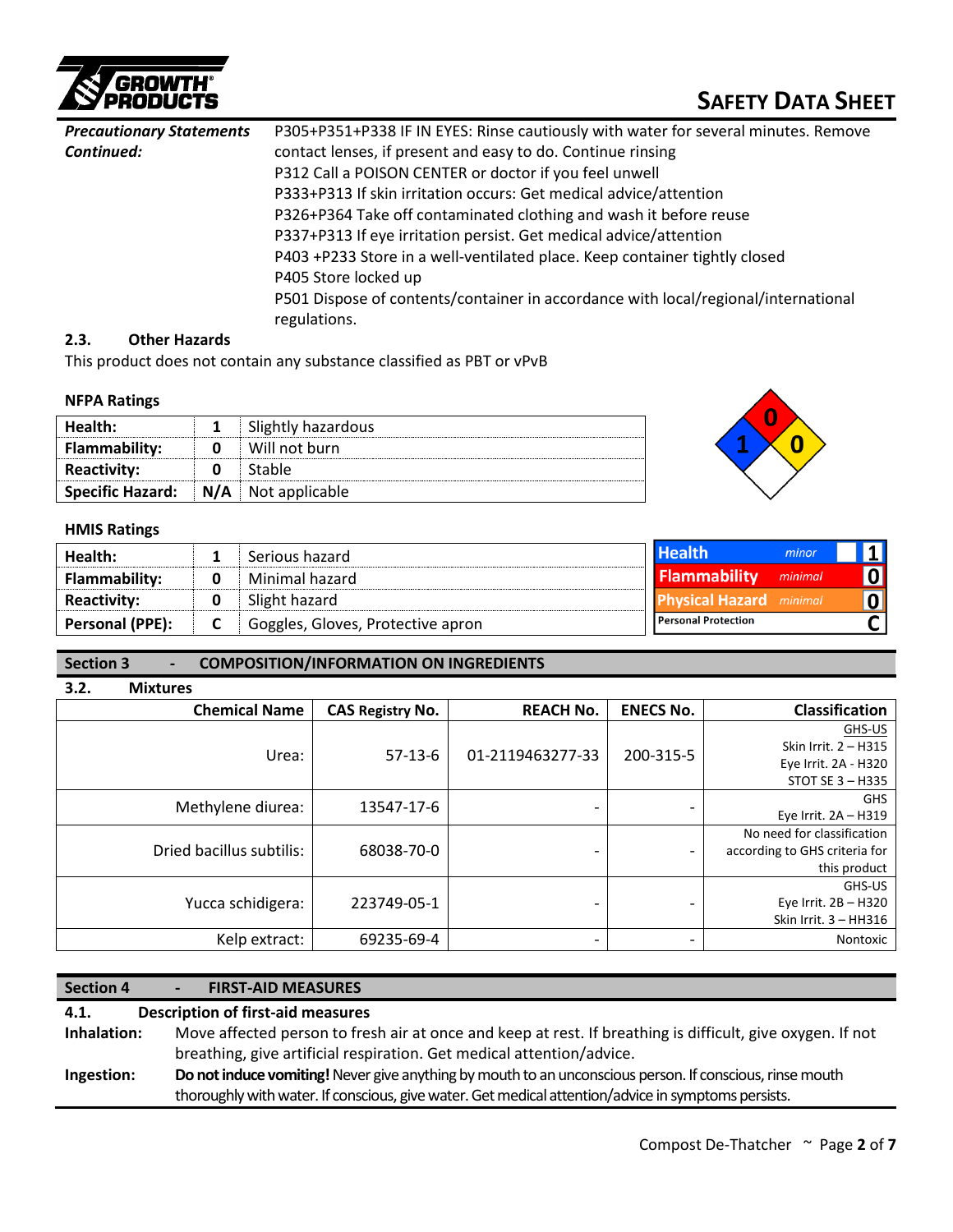| *Precautionary Statements Continued:* | P305+P351+P338 IF IN EYES: Rinse cautiously with water for several minutes. Remove contact lenses, if present and easy to do. Continue rinsing<br>P312 Call a POISON CENTER or doctor if you feel unwell<br>P333+P313 If skin irritation occurs: Get medical advice/attention<br>P326+P364 Take off contaminated clothing and wash it before reuse<br>P337+P313 If eye irritation persist. Get medical advice/attention<br>P403 +P233 Store in a well-ventilated place. Keep container tightly closed<br>P405 Store locked up<br>P501 Dispose of contents/container in accordance with local/regional/international regulations. |
|---|---|

### 2.3. Other Hazards

This product does not contain any substance classified as PBT or vPvB

**NFPA Ratings**

| | | |
|---|---|---|
| **Health:** | **1** | Slightly hazardous |
| **Flammability:** | **0** | Will not burn |
| **Reactivity:** | **0** | Stable |
| **Specific Hazard:** | **N/A** | Not applicable |

**HMIS Ratings**

| | | |
|---|---|---|
| **Health:** | **1** | Serious hazard |
| **Flammability:** | **0** | Minimal hazard |
| **Reactivity:** | **0** | Slight hazard |
| **Personal (PPE):** | **C** | Goggles, Gloves, Protective apron |

| Health | minor | 1 |
|---|---|---|
| Flammability | minimal | 0 |
| Physical Hazard | minimal | 0 |
| Personal Protection | | C |

## Section 3 - COMPOSITION/INFORMATION ON INGREDIENTS

### 3.2. Mixtures

| Chemical Name | CAS Registry No. | REACH No. | ENECS No. | Classification |
|---|---|---|---|---|
| Urea: | 57-13-6 | 01-2119463277-33 | 200-315-5 | GHS-US<br>Skin Irrit. 2 – H315<br>Eye Irrit. 2A - H320<br>STOT SE 3 – H335 |
| Methylene diurea: | 13547-17-6 | - | - | GHS<br>Eye Irrit. 2A – H319 |
| Dried bacillus subtilis: | 68038-70-0 | - | - | No need for classification according to GHS criteria for this product |
| Yucca schidigera: | 223749-05-1 | - | - | GHS-US<br>Eye Irrit. 2B – H320<br>Skin Irrit. 3 – HH316 |
| Kelp extract: | 69235-69-4 | - | - | Nontoxic |

## Section 4 - FIRST-AID MEASURES

### 4.1. Description of first-aid measures

**Inhalation:** Move affected person to fresh air at once and keep at rest. If breathing is difficult, give oxygen. If not breathing, give artificial respiration. Get medical attention/advice.

**Ingestion:** **Do not induce vomiting!** Never give anything by mouth to an unconscious person. If conscious, rinse mouth thoroughly with water. If conscious, give water. Get medical attention/advice in symptoms persists.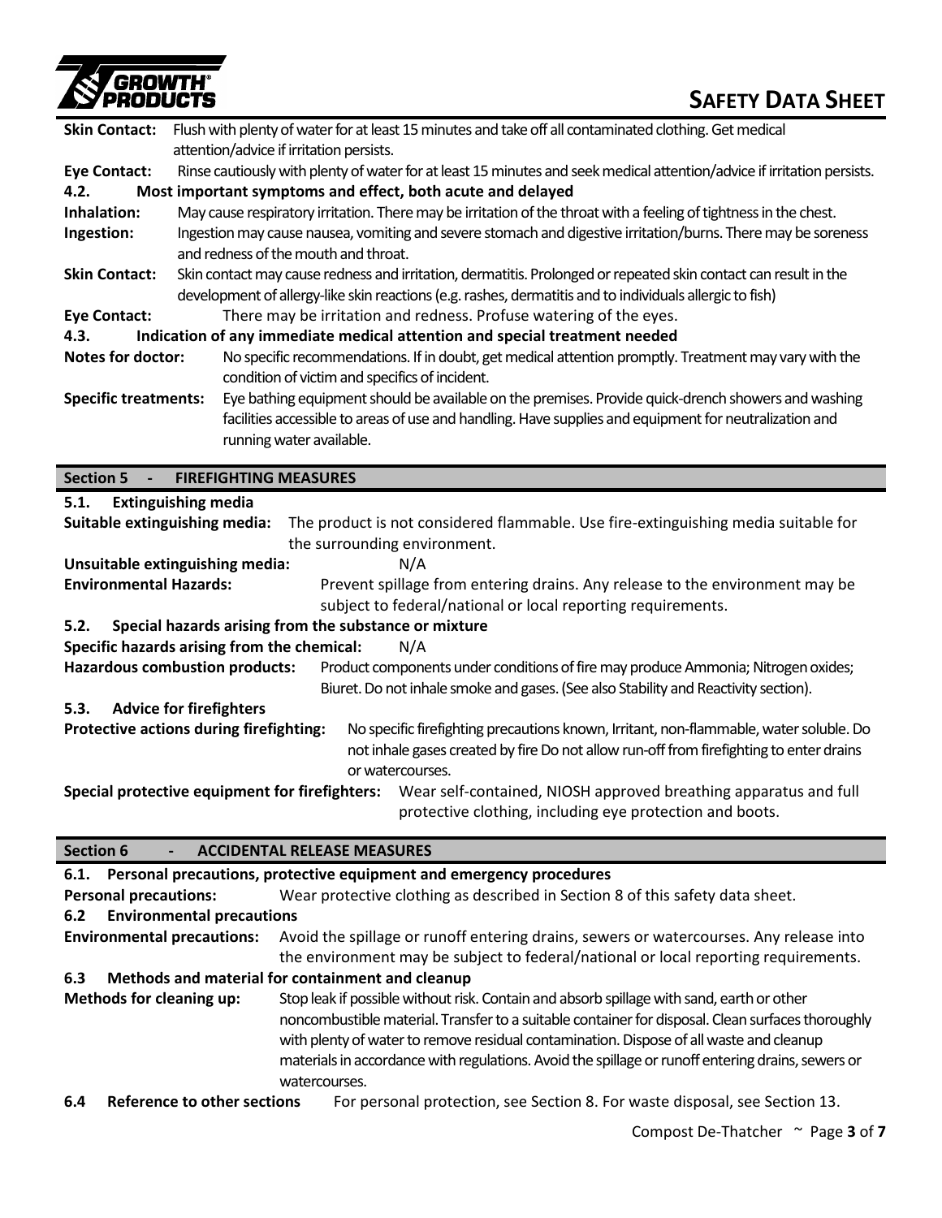**Skin Contact:** Flush with plenty of water for at least 15 minutes and take off all contaminated clothing. Get medical attention/advice if irritation persists.

**Eye Contact:** Rinse cautiously with plenty of water for at least 15 minutes and seek medical attention/advice if irritation persists.

### 4.2. Most important symptoms and effect, both acute and delayed

**Inhalation:** May cause respiratory irritation. There may be irritation of the throat with a feeling of tightness in the chest.

**Ingestion:** Ingestion may cause nausea, vomiting and severe stomach and digestive irritation/burns. There may be soreness and redness of the mouth and throat.

**Skin Contact:** Skin contact may cause redness and irritation, dermatitis. Prolonged or repeated skin contact can result in the development of allergy-like skin reactions (e.g. rashes, dermatitis and to individuals allergic to fish)

**Eye Contact:** There may be irritation and redness. Profuse watering of the eyes.

### 4.3. Indication of any immediate medical attention and special treatment needed

**Notes for doctor:** No specific recommendations. If in doubt, get medical attention promptly. Treatment may vary with the condition of victim and specifics of incident.

**Specific treatments:** Eye bathing equipment should be available on the premises. Provide quick-drench showers and washing facilities accessible to areas of use and handling. Have supplies and equipment for neutralization and running water available.

## Section 5 - FIREFIGHTING MEASURES

### 5.1. Extinguishing media

**Suitable extinguishing media:** The product is not considered flammable. Use fire-extinguishing media suitable for the surrounding environment.

**Unsuitable extinguishing media:** N/A

**Environmental Hazards:** Prevent spillage from entering drains. Any release to the environment may be subject to federal/national or local reporting requirements.

### 5.2. Special hazards arising from the substance or mixture

**Specific hazards arising from the chemical:** N/A

**Hazardous combustion products:** Product components under conditions of fire may produce Ammonia; Nitrogen oxides; Biuret. Do not inhale smoke and gases. (See also Stability and Reactivity section).

### 5.3. Advice for firefighters

**Protective actions during firefighting:** No specific firefighting precautions known, Irritant, non-flammable, water soluble. Do not inhale gases created by fire Do not allow run-off from firefighting to enter drains or watercourses.

**Special protective equipment for firefighters:** Wear self-contained, NIOSH approved breathing apparatus and full protective clothing, including eye protection and boots.

## Section 6 - ACCIDENTAL RELEASE MEASURES

### 6.1. Personal precautions, protective equipment and emergency procedures

**Personal precautions:** Wear protective clothing as described in Section 8 of this safety data sheet.

### 6.2 Environmental precautions

**Environmental precautions:** Avoid the spillage or runoff entering drains, sewers or watercourses. Any release into the environment may be subject to federal/national or local reporting requirements.

### 6.3 Methods and material for containment and cleanup

**Methods for cleaning up:** Stop leak if possible without risk. Contain and absorb spillage with sand, earth or other noncombustible material. Transfer to a suitable container for disposal. Clean surfaces thoroughly with plenty of water to remove residual contamination. Dispose of all waste and cleanup materials in accordance with regulations. Avoid the spillage or runoff entering drains, sewers or watercourses.

### 6.4 Reference to other sections

For personal protection, see Section 8. For waste disposal, see Section 13.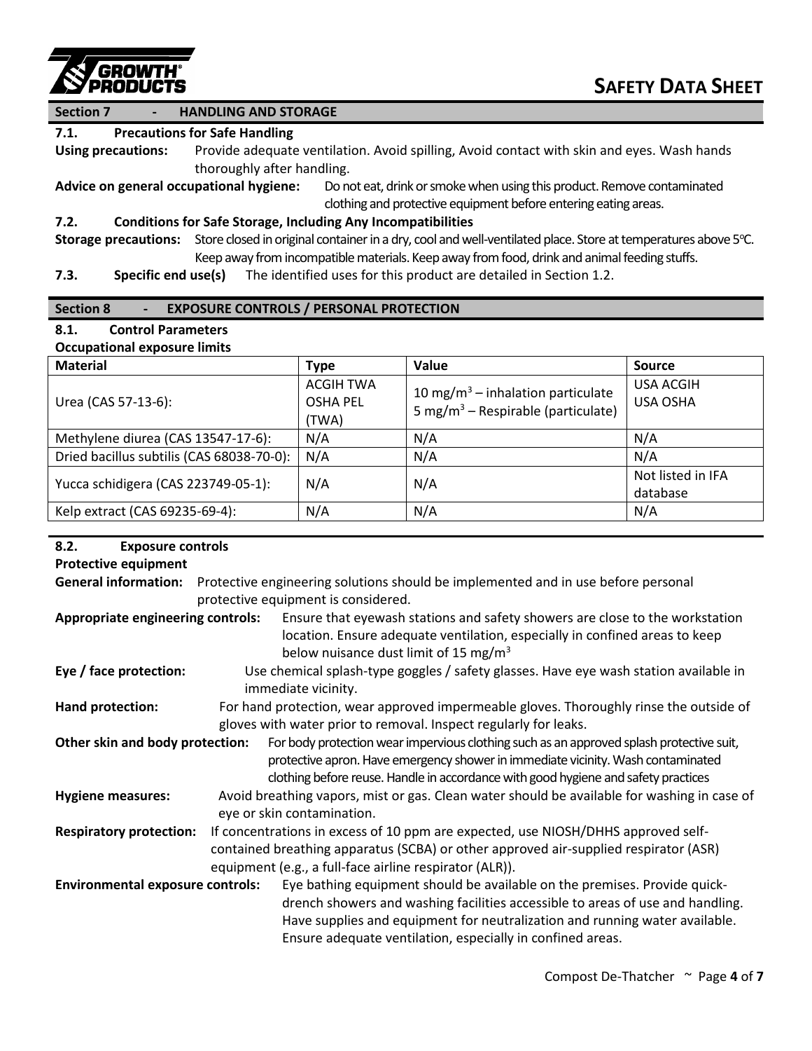## Section 7 - HANDLING AND STORAGE

### 7.1. Precautions for Safe Handling

**Using precautions:** Provide adequate ventilation. Avoid spilling, Avoid contact with skin and eyes. Wash hands thoroughly after handling.

**Advice on general occupational hygiene:** Do not eat, drink or smoke when using this product. Remove contaminated clothing and protective equipment before entering eating areas.

### 7.2. Conditions for Safe Storage, Including Any Incompatibilities

**Storage precautions:** Store closed in original container in a dry, cool and well-ventilated place. Store at temperatures above 5°C. Keep away from incompatible materials. Keep away from food, drink and animal feeding stuffs.

**7.3. Specific end use(s)** The identified uses for this product are detailed in Section 1.2.

## Section 8 - EXPOSURE CONTROLS / PERSONAL PROTECTION

### 8.1. Control Parameters

**Occupational exposure limits**

| Material | Type | Value | Source |
|---|---|---|---|
| Urea (CAS 57-13-6): | ACGIH TWA<br>OSHA PEL<br>(TWA) | 10 $mg/m^3$ – inhalation particulate<br>5 $mg/m^3$ – Respirable (particulate) | USA ACGIH<br>USA OSHA |
| Methylene diurea (CAS 13547-17-6): | N/A | N/A | N/A |
| Dried bacillus subtilis (CAS 68038-70-0): | N/A | N/A | N/A |
| Yucca schidigera (CAS 223749-05-1): | N/A | N/A | Not listed in IFA database |
| Kelp extract (CAS 69235-69-4): | N/A | N/A | N/A |

### 8.2. Exposure controls

**Protective equipment**

**General information:** Protective engineering solutions should be implemented and in use before personal protective equipment is considered.

**Appropriate engineering controls:** Ensure that eyewash stations and safety showers are close to the workstation location. Ensure adequate ventilation, especially in confined areas to keep below nuisance dust limit of 15 $mg/m^3$

**Eye / face protection:** Use chemical splash-type goggles / safety glasses. Have eye wash station available in immediate vicinity.

**Hand protection:** For hand protection, wear approved impermeable gloves. Thoroughly rinse the outside of gloves with water prior to removal. Inspect regularly for leaks.

**Other skin and body protection:** For body protection wear impervious clothing such as an approved splash protective suit, protective apron. Have emergency shower in immediate vicinity. Wash contaminated clothing before reuse. Handle in accordance with good hygiene and safety practices

**Hygiene measures:** Avoid breathing vapors, mist or gas. Clean water should be available for washing in case of eye or skin contamination.

**Respiratory protection:** If concentrations in excess of 10 ppm are expected, use NIOSH/DHHS approved self-contained breathing apparatus (SCBA) or other approved air-supplied respirator (ASR) equipment (e.g., a full-face airline respirator (ALR)).

**Environmental exposure controls:** Eye bathing equipment should be available on the premises. Provide quick-drench showers and washing facilities accessible to areas of use and handling. Have supplies and equipment for neutralization and running water available. Ensure adequate ventilation, especially in confined areas.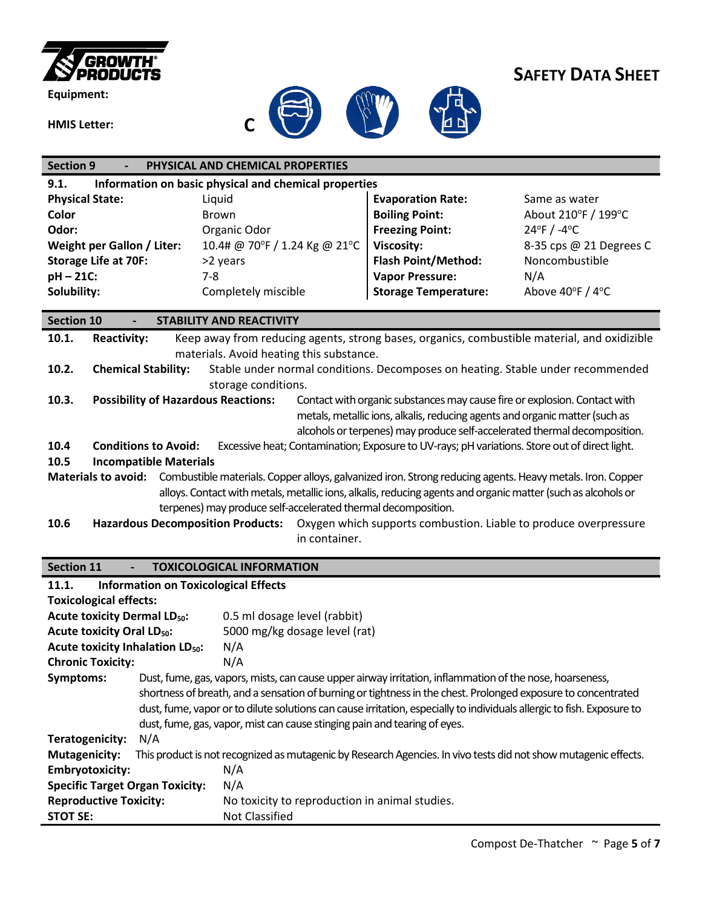**SAFETY DATA SHEET**

**Equipment:**

**HMIS Letter:** C

## Section 9 - PHYSICAL AND CHEMICAL PROPERTIES

### 9.1. Information on basic physical and chemical properties

| | | | |
|---|---|---|---|
| **Physical State:** | Liquid | **Evaporation Rate:** | Same as water |
| **Color** | Brown | **Boiling Point:** | About 210°F / 199°C |
| **Odor:** | Organic Odor | **Freezing Point:** | 24°F / -4°C |
| **Weight per Gallon / Liter:** | 10.4# @ 70°F / 1.24 Kg @ 21°C | **Viscosity:** | 8-35 cps @ 21 Degrees C |
| **Storage Life at 70F:** | >2 years | **Flash Point/Method:** | Noncombustible |
| **pH – 21C:** | 7-8 | **Vapor Pressure:** | N/A |
| **Solubility:** | Completely miscible | **Storage Temperature:** | Above 40°F / 4°C |

## Section 10 - STABILITY AND REACTIVITY

**10.1. Reactivity:** Keep away from reducing agents, strong bases, organics, combustible material, and oxidizible materials. Avoid heating this substance.

**10.2. Chemical Stability:** Stable under normal conditions. Decomposes on heating. Stable under recommended storage conditions.

**10.3. Possibility of Hazardous Reactions:** Contact with organic substances may cause fire or explosion. Contact with metals, metallic ions, alkalis, reducing agents and organic matter (such as alcohols or terpenes) may produce self-accelerated thermal decomposition.

**10.4 Conditions to Avoid:** Excessive heat; Contamination; Exposure to UV-rays; pH variations. Store out of direct light.

**10.5 Incompatible Materials**

**Materials to avoid:** Combustible materials. Copper alloys, galvanized iron. Strong reducing agents. Heavy metals. Iron. Copper alloys. Contact with metals, metallic ions, alkalis, reducing agents and organic matter (such as alcohols or terpenes) may produce self-accelerated thermal decomposition.

**10.6 Hazardous Decomposition Products:** Oxygen which supports combustion. Liable to produce overpressure in container.

## Section 11 - TOXICOLOGICAL INFORMATION

### 11.1. Information on Toxicological Effects

**Toxicological effects:**

**Acute toxicity Dermal $LD_{50}$:** 0.5 ml dosage level (rabbit)

**Acute toxicity Oral $LD_{50}$:** 5000 mg/kg dosage level (rat)

**Acute toxicity Inhalation $LD_{50}$:** N/A

**Chronic Toxicity:** N/A

**Symptoms:** Dust, fume, gas, vapors, mists, can cause upper airway irritation, inflammation of the nose, hoarseness, shortness of breath, and a sensation of burning or tightness in the chest. Prolonged exposure to concentrated dust, fume, vapor or to dilute solutions can cause irritation, especially to individuals allergic to fish. Exposure to dust, fume, gas, vapor, mist can cause stinging pain and tearing of eyes.

**Teratogenicity:** N/A

**Mutagenicity:** This product is not recognized as mutagenic by Research Agencies. In vivo tests did not show mutagenic effects.

**Embryotoxicity:** N/A

**Specific Target Organ Toxicity:** N/A

**Reproductive Toxicity:** No toxicity to reproduction in animal studies.

**STOT SE:** Not Classified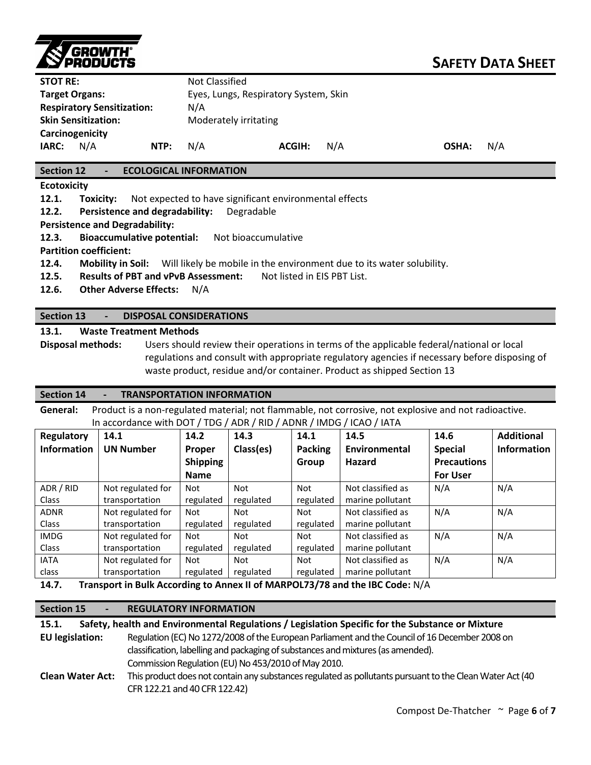**STOT RE:** Not Classified
**Target Organs:** Eyes, Lungs, Respiratory System, Skin
**Respiratory Sensitization:** N/A
**Skin Sensitization:** Moderately irritating
**Carcinogenicity**

| **IARC:** | N/A | **NTP:** | N/A | **ACGIH:** | N/A | **OSHA:** | N/A |
|---|---|---|---|---|---|---|---|

## Section 12 - ECOLOGICAL INFORMATION

**Ecotoxicity**

**12.1. Toxicity:** Not expected to have significant environmental effects

**12.2. Persistence and degradability:** Degradable

**Persistence and Degradability:**

**12.3. Bioaccumulative potential:** Not bioaccumulative

**Partition coefficient:**

**12.4. Mobility in Soil:** Will likely be mobile in the environment due to its water solubility.

**12.5. Results of PBT and vPvB Assessment:** Not listed in EIS PBT List.

**12.6. Other Adverse Effects:** N/A

## Section 13 - DISPOSAL CONSIDERATIONS

**13.1. Waste Treatment Methods**

**Disposal methods:** Users should review their operations in terms of the applicable federal/national or local regulations and consult with appropriate regulatory agencies if necessary before disposing of waste product, residue and/or container. Product as shipped Section 13

## Section 14 - TRANSPORTATION INFORMATION

**General:** Product is a non-regulated material; not flammable, not corrosive, not explosive and not radioactive. In accordance with DOT / TDG / ADR / RID / ADNR / IMDG / ICAO / IATA

| Regulatory Information | 14.1 UN Number | 14.2 Proper Shipping Name | 14.3 Class(es) | 14.1 Packing Group | 14.5 Environmental Hazard | 14.6 Special Precautions For User | Additional Information |
|---|---|---|---|---|---|---|---|
| ADR / RID Class | Not regulated for transportation | Not regulated | Not regulated | Not regulated | Not classified as marine pollutant | N/A | N/A |
| ADNR Class | Not regulated for transportation | Not regulated | Not regulated | Not regulated | Not classified as marine pollutant | N/A | N/A |
| IMDG Class | Not regulated for transportation | Not regulated | Not regulated | Not regulated | Not classified as marine pollutant | N/A | N/A |
| IATA class | Not regulated for transportation | Not regulated | Not regulated | Not regulated | Not classified as marine pollutant | N/A | N/A |

**14.7. Transport in Bulk According to Annex II of MARPOL73/78 and the IBC Code:** N/A

## Section 15 - REGULATORY INFORMATION

**15.1. Safety, health and Environmental Regulations / Legislation Specific for the Substance or Mixture**

**EU legislation:** Regulation (EC) No 1272/2008 of the European Parliament and the Council of 16 December 2008 on classification, labelling and packaging of substances and mixtures (as amended). Commission Regulation (EU) No 453/2010 of May 2010.

**Clean Water Act:** This product does not contain any substances regulated as pollutants pursuant to the Clean Water Act (40 CFR 122.21 and 40 CFR 122.42)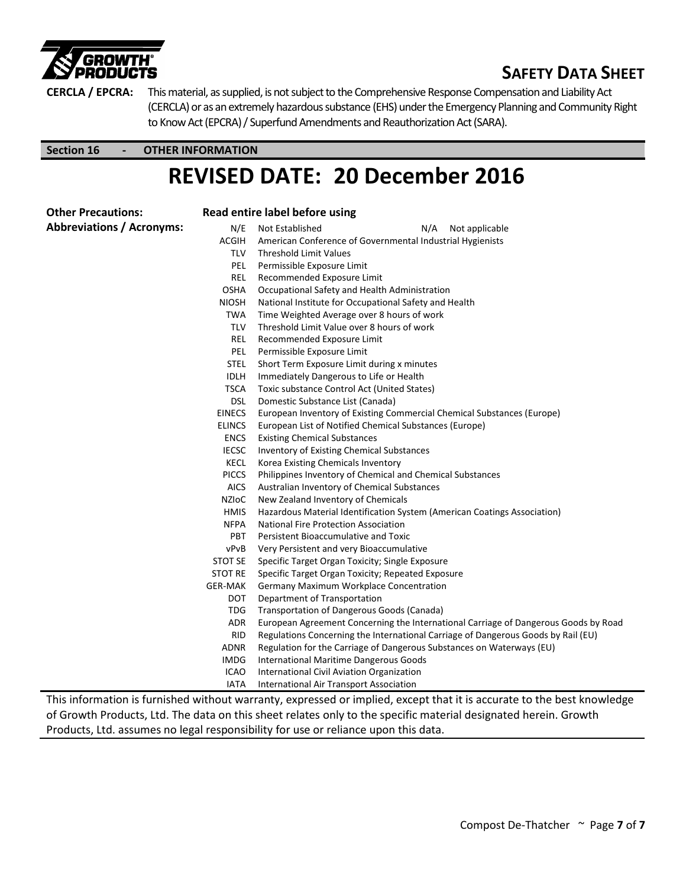**CERCLA / EPCRA:** This material, as supplied, is not subject to the Comprehensive Response Compensation and Liability Act (CERCLA) or as an extremely hazardous substance (EHS) under the Emergency Planning and Community Right to Know Act (EPCRA) / Superfund Amendments and Reauthorization Act (SARA).

## Section 16 - OTHER INFORMATION

# REVISED DATE: 20 December 2016

**Other Precautions:** **Read entire label before using**

**Abbreviations / Acronyms:**

| | |
|---|---|
| N/E | Not Established |
| N/A | Not applicable |
| ACGIH | American Conference of Governmental Industrial Hygienists |
| TLV | Threshold Limit Values |
| PEL | Permissible Exposure Limit |
| REL | Recommended Exposure Limit |
| OSHA | Occupational Safety and Health Administration |
| NIOSH | National Institute for Occupational Safety and Health |
| TWA | Time Weighted Average over 8 hours of work |
| TLV | Threshold Limit Value over 8 hours of work |
| REL | Recommended Exposure Limit |
| PEL | Permissible Exposure Limit |
| STEL | Short Term Exposure Limit during x minutes |
| IDLH | Immediately Dangerous to Life or Health |
| TSCA | Toxic substance Control Act (United States) |
| DSL | Domestic Substance List (Canada) |
| EINECS | European Inventory of Existing Commercial Chemical Substances (Europe) |
| ELINCS | European List of Notified Chemical Substances (Europe) |
| ENCS | Existing Chemical Substances |
| IECSC | Inventory of Existing Chemical Substances |
| KECL | Korea Existing Chemicals Inventory |
| PICCS | Philippines Inventory of Chemical and Chemical Substances |
| AICS | Australian Inventory of Chemical Substances |
| NZIoC | New Zealand Inventory of Chemicals |
| HMIS | Hazardous Material Identification System (American Coatings Association) |
| NFPA | National Fire Protection Association |
| PBT | Persistent Bioaccumulative and Toxic |
| vPvB | Very Persistent and very Bioaccumulative |
| STOT SE | Specific Target Organ Toxicity; Single Exposure |
| STOT RE | Specific Target Organ Toxicity; Repeated Exposure |
| GER-MAK | Germany Maximum Workplace Concentration |
| DOT | Department of Transportation |
| TDG | Transportation of Dangerous Goods (Canada) |
| ADR | European Agreement Concerning the International Carriage of Dangerous Goods by Road |
| RID | Regulations Concerning the International Carriage of Dangerous Goods by Rail (EU) |
| ADNR | Regulation for the Carriage of Dangerous Substances on Waterways (EU) |
| IMDG | International Maritime Dangerous Goods |
| ICAO | International Civil Aviation Organization |
| IATA | International Air Transport Association |

This information is furnished without warranty, expressed or implied, except that it is accurate to the best knowledge of Growth Products, Ltd. The data on this sheet relates only to the specific material designated herein. Growth Products, Ltd. assumes no legal responsibility for use or reliance upon this data.